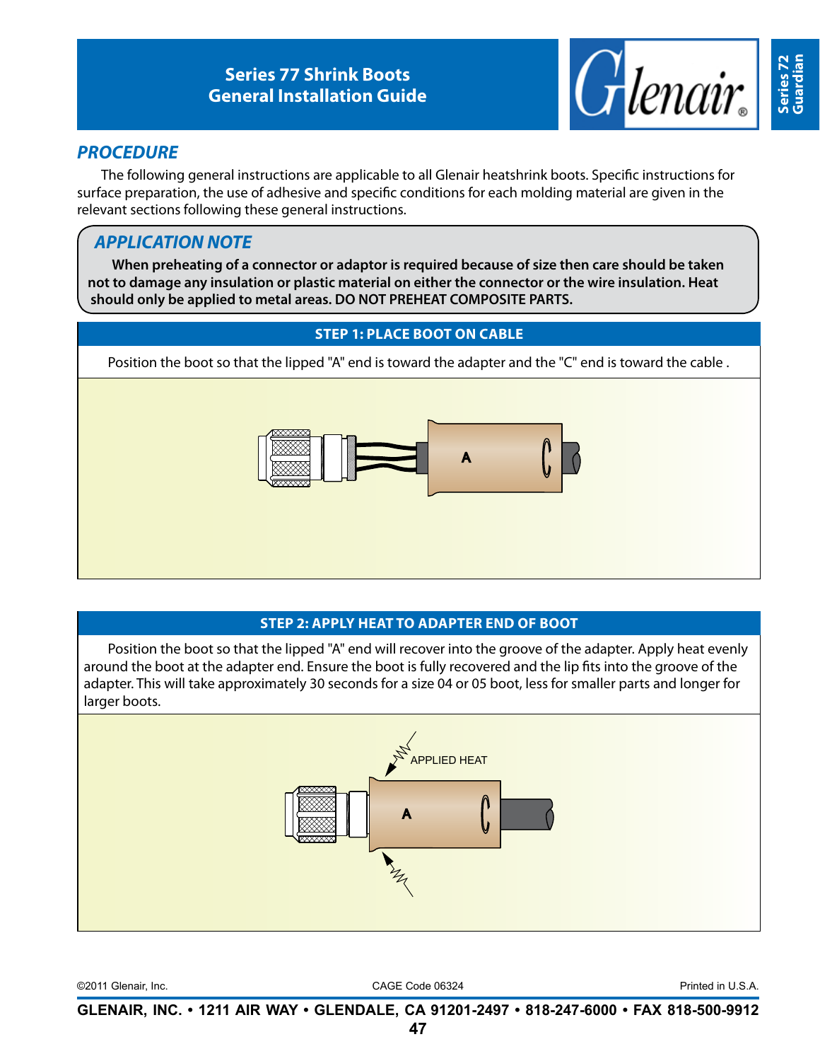# Series 77 Shrink Boots
## General Installation Guide

## PROCEDURE

The following general instructions are applicable to all Glenair heatshrink boots. Specific instructions for surface preparation, the use of adhesive and specific conditions for each molding material are given in the relevant sections following these general instructions.

### APPLICATION NOTE

**When preheating of a connector or adaptor is required because of size then care should be taken not to damage any insulation or plastic material on either the connector or the wire insulation. Heat should only be applied to metal areas. DO NOT PREHEAT COMPOSITE PARTS.**

### STEP 1: PLACE BOOT ON CABLE

Position the boot so that the lipped "A" end is toward the adapter and the "C" end is toward the cable .

### STEP 2: APPLY HEAT TO ADAPTER END OF BOOT

Position the boot so that the lipped "A" end will recover into the groove of the adapter. Apply heat evenly around the boot at the adapter end. Ensure the boot is fully recovered and the lip fits into the groove of the adapter. This will take approximately 30 seconds for a size 04 or 05 boot, less for smaller parts and longer for larger boots.

APPLIED HEAT

©2011 Glenair, Inc. CAGE Code 06324 Printed in U.S.A.

**GLENAIR, INC. • 1211 AIR WAY • GLENDALE, CA 91201-2497 • 818-247-6000 • FAX 818-500-9912**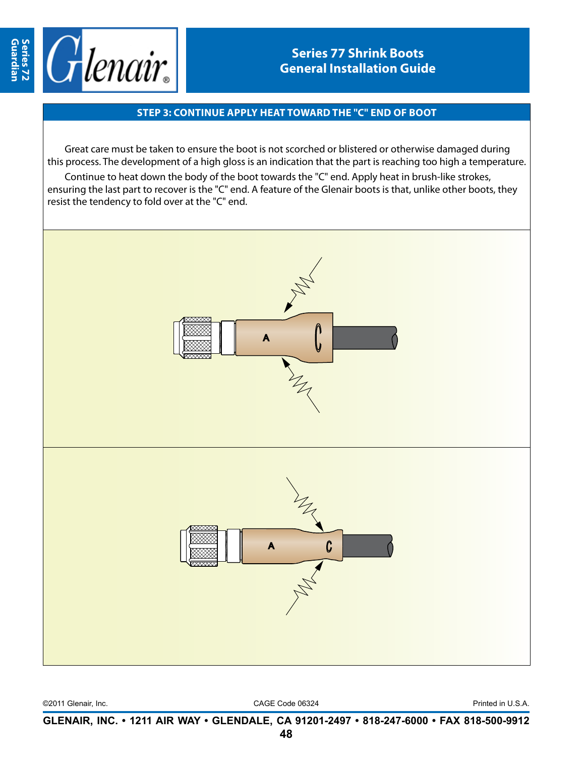## STEP 3: CONTINUE APPLY HEAT TOWARD THE "C" END OF BOOT

Great care must be taken to ensure the boot is not scorched or blistered or otherwise damaged during this process. The development of a high gloss is an indication that the part is reaching too high a temperature.

Continue to heat down the body of the boot towards the "C" end. Apply heat in brush-like strokes, ensuring the last part to recover is the "C" end. A feature of the Glenair boots is that, unlike other boots, they resist the tendency to fold over at the "C" end.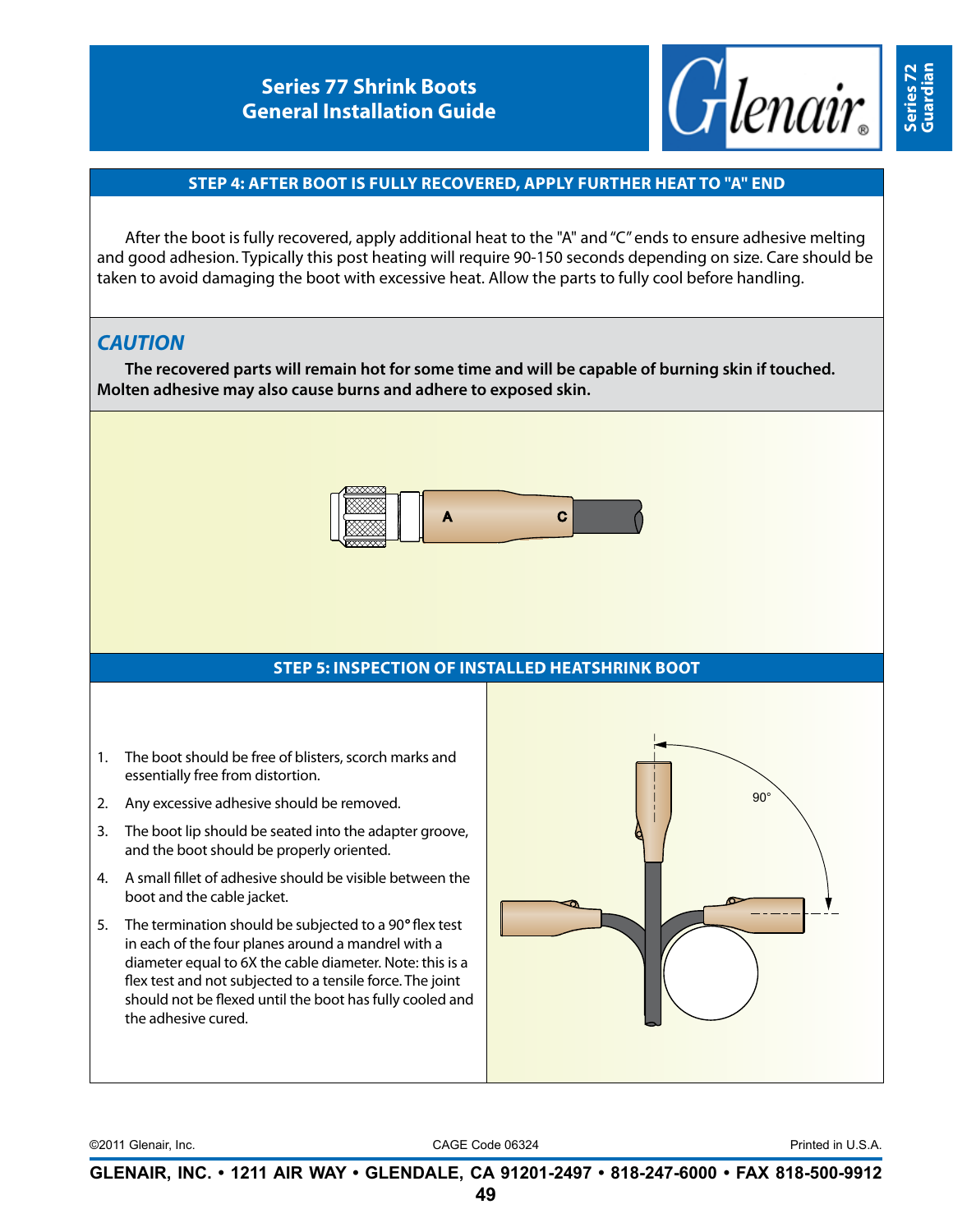## STEP 4: AFTER BOOT IS FULLY RECOVERED, APPLY FURTHER HEAT TO "A" END

After the boot is fully recovered, apply additional heat to the "A" and "C" ends to ensure adhesive melting and good adhesion. Typically this post heating will require 90-150 seconds depending on size. Care should be taken to avoid damaging the boot with excessive heat. Allow the parts to fully cool before handling.

### *CAUTION*

**The recovered parts will remain hot for some time and will be capable of burning skin if touched. Molten adhesive may also cause burns and adhere to exposed skin.**

A

C

## STEP 5: INSPECTION OF INSTALLED HEATSHRINK BOOT

1. The boot should be free of blisters, scorch marks and essentially free from distortion.
2. Any excessive adhesive should be removed.
3. The boot lip should be seated into the adapter groove, and the boot should be properly oriented.
4. A small fillet of adhesive should be visible between the boot and the cable jacket.
5. The termination should be subjected to a 90° flex test in each of the four planes around a mandrel with a diameter equal to 6X the cable diameter. Note: this is a flex test and not subjected to a tensile force. The joint should not be flexed until the boot has fully cooled and the adhesive cured.

90°

©2011 Glenair, Inc. CAGE Code 06324 Printed in U.S.A.

GLENAIR, INC. • 1211 AIR WAY • GLENDALE, CA 91201-2497 • 818-247-6000 • FAX 818-500-9912